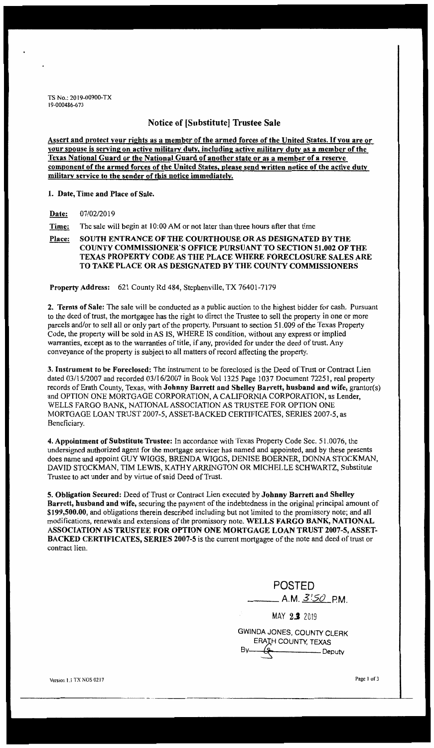TS No.: 2019-00900-TX
19-000486-673

## Notice of [Substitute] Trustee Sale

**Assert and protect your rights as a member of the armed forces of the United States. If you are or your spouse is serving on active military duty, including active military duty as a member of the Texas National Guard or the National Guard of another state or as a member of a reserve component of the armed forces of the United States, please send written notice of the active duty military service to the sender of this notice immediately.**

**1. Date, Time and Place of Sale.**

**Date:** 07/02/2019

**Time:** The sale will begin at 10:00 AM or not later than three hours after that time

**Place:** **SOUTH ENTRANCE OF THE COURTHOUSE OR AS DESIGNATED BY THE COUNTY COMMISSIONER'S OFFICE PURSUANT TO SECTION 51.002 OF THE TEXAS PROPERTY CODE AS THE PLACE WHERE FORECLOSURE SALES ARE TO TAKE PLACE OR AS DESIGNATED BY THE COUNTY COMMISSIONERS**

**Property Address:** 621 County Rd 484, Stephenville, TX 76401-7179

**2. Terms of Sale:** The sale will be conducted as a public auction to the highest bidder for cash. Pursuant to the deed of trust, the mortgagee has the right to direct the Trustee to sell the property in one or more parcels and/or to sell all or only part of the property. Pursuant to section 51.009 of the Texas Property Code, the property will be sold in AS IS, WHERE IS condition, without any express or implied warranties, except as to the warranties of title, if any, provided for under the deed of trust. Any conveyance of the property is subject to all matters of record affecting the property.

**3. Instrument to be Foreclosed:** The instrument to be foreclosed is the Deed of Trust or Contract Lien dated 03/15/2007 and recorded 03/16/2007 in Book Vol 1325 Page 1037 Document 72251, real property records of Erath County, Texas, with **Johnny Barrett and Shelley Barrett, husband and wife,** grantor(s) and OPTION ONE MORTGAGE CORPORATION, A CALIFORNIA CORPORATION, as Lender, WELLS FARGO BANK, NATIONAL ASSOCIATION AS TRUSTEE FOR OPTION ONE MORTGAGE LOAN TRUST 2007-5, ASSET-BACKED CERTIFICATES, SERIES 2007-5, as Beneficiary.

**4. Appointment of Substitute Trustee:** In accordance with Texas Property Code Sec. 51.0076, the undersigned authorized agent for the mortgage servicer has named and appointed, and by these presents does name and appoint GUY WIGGS, BRENDA WIGGS, DENISE BOERNER, DONNA STOCKMAN, DAVID STOCKMAN, TIM LEWIS, KATHY ARRINGTON OR MICHELLE SCHWARTZ, Substitute Trustee to act under and by virtue of said Deed of Trust.

**5. Obligation Secured:** Deed of Trust or Contract Lien executed by **Johnny Barrett and Shelley Barrett, husband and wife,** securing the payment of the indebtedness in the original principal amount of **$199,500.00**, and obligations therein described including but not limited to the promissory note; and all modifications, renewals and extensions of the promissory note. **WELLS FARGO BANK, NATIONAL ASSOCIATION AS TRUSTEE FOR OPTION ONE MORTGAGE LOAN TRUST 2007-5, ASSET-BACKED CERTIFICATES, SERIES 2007-5** is the current mortgagee of the note and deed of trust or contract lien.

POSTED
A.M. 3:50 P.M.
MAY 23 2019
GWINDA JONES, COUNTY CLERK
ERATH COUNTY, TEXAS
By ________ Deputy

Version 1.1 TX NOS 0217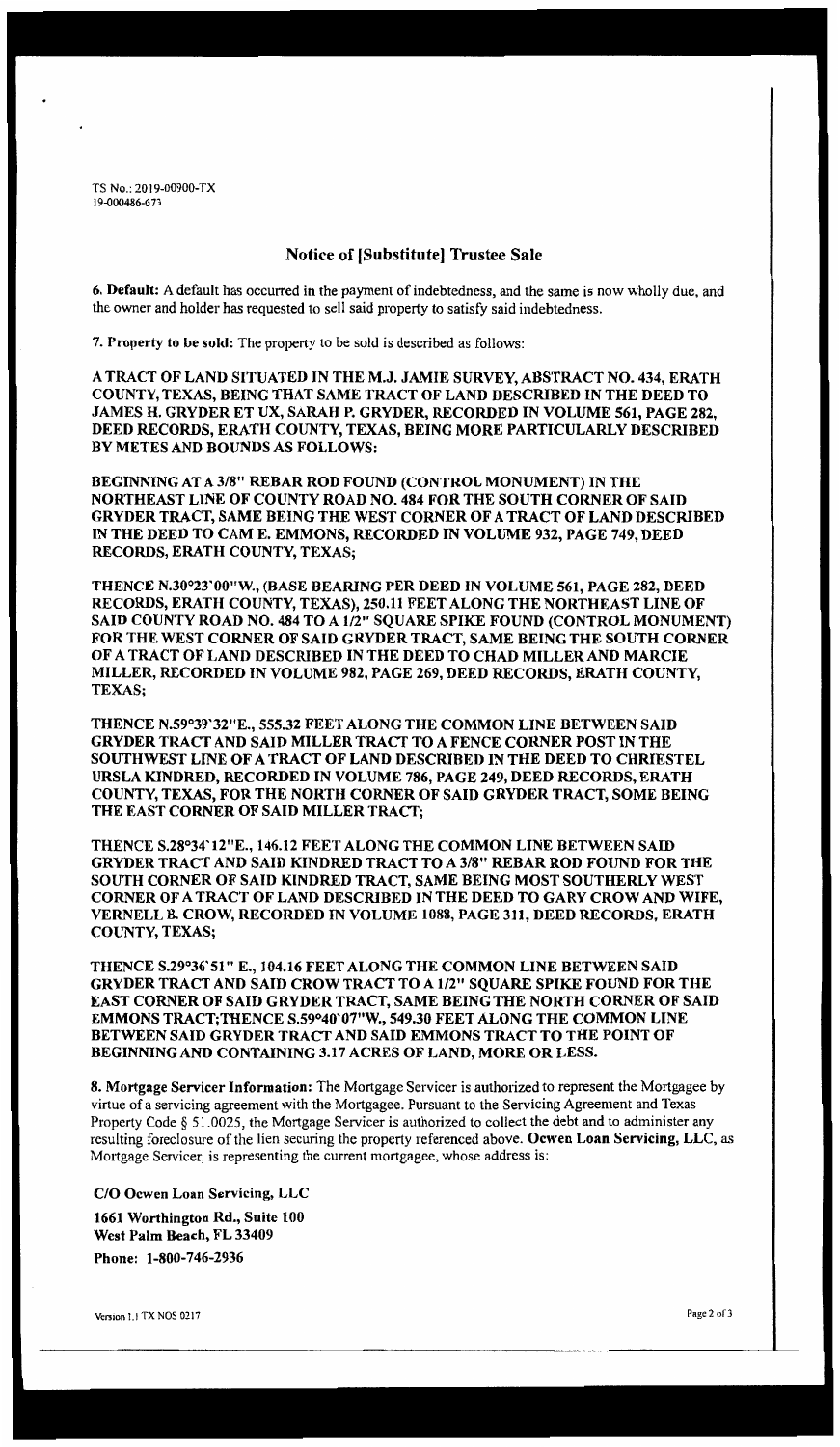TS No.: 2019-00900-TX
19-000486-673

## Notice of [Substitute] Trustee Sale

**6. Default:** A default has occurred in the payment of indebtedness, and the same is now wholly due, and the owner and holder has requested to sell said property to satisfy said indebtedness.

**7. Property to be sold:** The property to be sold is described as follows:

**A TRACT OF LAND SITUATED IN THE M.J. JAMIE SURVEY, ABSTRACT NO. 434, ERATH COUNTY, TEXAS, BEING THAT SAME TRACT OF LAND DESCRIBED IN THE DEED TO JAMES H. GRYDER ET UX, SARAH P. GRYDER, RECORDED IN VOLUME 561, PAGE 282, DEED RECORDS, ERATH COUNTY, TEXAS, BEING MORE PARTICULARLY DESCRIBED BY METES AND BOUNDS AS FOLLOWS:**

**BEGINNING AT A 3/8" REBAR ROD FOUND (CONTROL MONUMENT) IN THE NORTHEAST LINE OF COUNTY ROAD NO. 484 FOR THE SOUTH CORNER OF SAID GRYDER TRACT, SAME BEING THE WEST CORNER OF A TRACT OF LAND DESCRIBED IN THE DEED TO CAM E. EMMONS, RECORDED IN VOLUME 932, PAGE 749, DEED RECORDS, ERATH COUNTY, TEXAS;**

**THENCE N.30°23'00"W., (BASE BEARING PER DEED IN VOLUME 561, PAGE 282, DEED RECORDS, ERATH COUNTY, TEXAS), 250.11 FEET ALONG THE NORTHEAST LINE OF SAID COUNTY ROAD NO. 484 TO A 1/2" SQUARE SPIKE FOUND (CONTROL MONUMENT) FOR THE WEST CORNER OF SAID GRYDER TRACT, SAME BEING THE SOUTH CORNER OF A TRACT OF LAND DESCRIBED IN THE DEED TO CHAD MILLER AND MARCIE MILLER, RECORDED IN VOLUME 982, PAGE 269, DEED RECORDS, ERATH COUNTY, TEXAS;**

**THENCE N.59°39'32"E., 555.32 FEET ALONG THE COMMON LINE BETWEEN SAID GRYDER TRACT AND SAID MILLER TRACT TO A FENCE CORNER POST IN THE SOUTHWEST LINE OF A TRACT OF LAND DESCRIBED IN THE DEED TO CHRIESTEL URSLA KINDRED, RECORDED IN VOLUME 786, PAGE 249, DEED RECORDS, ERATH COUNTY, TEXAS, FOR THE NORTH CORNER OF SAID GRYDER TRACT, SOME BEING THE EAST CORNER OF SAID MILLER TRACT;**

**THENCE S.28°34'12"E., 146.12 FEET ALONG THE COMMON LINE BETWEEN SAID GRYDER TRACT AND SAID KINDRED TRACT TO A 3/8" REBAR ROD FOUND FOR THE SOUTH CORNER OF SAID KINDRED TRACT, SAME BEING MOST SOUTHERLY WEST CORNER OF A TRACT OF LAND DESCRIBED IN THE DEED TO GARY CROW AND WIFE, VERNELL B. CROW, RECORDED IN VOLUME 1088, PAGE 311, DEED RECORDS, ERATH COUNTY, TEXAS;**

**THENCE S.29°36'51" E., 104.16 FEET ALONG THE COMMON LINE BETWEEN SAID GRYDER TRACT AND SAID CROW TRACT TO A 1/2" SQUARE SPIKE FOUND FOR THE EAST CORNER OF SAID GRYDER TRACT, SAME BEING THE NORTH CORNER OF SAID EMMONS TRACT;THENCE S.59°40'07"W., 549.30 FEET ALONG THE COMMON LINE BETWEEN SAID GRYDER TRACT AND SAID EMMONS TRACT TO THE POINT OF BEGINNING AND CONTAINING 3.17 ACRES OF LAND, MORE OR LESS.**

**8. Mortgage Servicer Information:** The Mortgage Servicer is authorized to represent the Mortgagee by virtue of a servicing agreement with the Mortgagee. Pursuant to the Servicing Agreement and Texas Property Code § 51.0025, the Mortgage Servicer is authorized to collect the debt and to administer any resulting foreclosure of the lien securing the property referenced above. **Ocwen Loan Servicing, LLC**, as Mortgage Servicer, is representing the current mortgagee, whose address is:

**C/O Ocwen Loan Servicing, LLC**

**1661 Worthington Rd., Suite 100**
**West Palm Beach, FL 33409**

**Phone: 1-800-746-2936**

Version 1.1 TX NOS 0217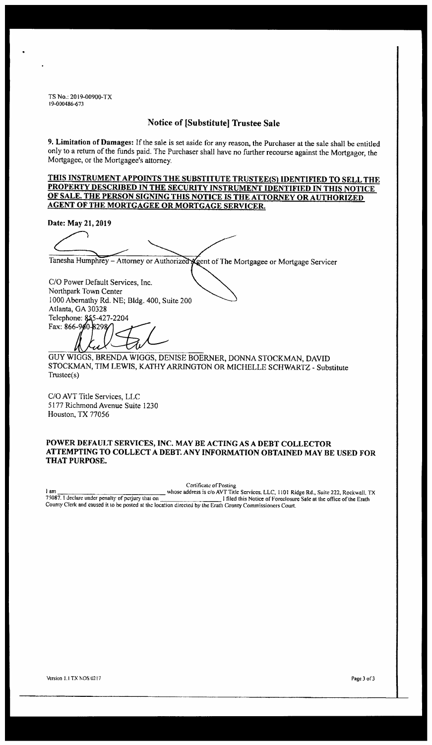TS No.: 2019-00900-TX
19-000486-673

## Notice of [Substitute] Trustee Sale

**9. Limitation of Damages:** If the sale is set aside for any reason, the Purchaser at the sale shall be entitled only to a return of the funds paid. The Purchaser shall have no further recourse against the Mortgagor, the Mortgagee, or the Mortgagee's attorney.

**THIS INSTRUMENT APPOINTS THE SUBSTITUTE TRUSTEE(S) IDENTIFIED TO SELL THE PROPERTY DESCRIBED IN THE SECURITY INSTRUMENT IDENTIFIED IN THIS NOTICE OF SALE. THE PERSON SIGNING THIS NOTICE IS THE ATTORNEY OR AUTHORIZED AGENT OF THE MORTGAGEE OR MORTGAGE SERVICER.**

**Date: May 21, 2019**

Tanesha Humphrey – Attorney or Authorized Agent of The Mortgagee or Mortgage Servicer

C/O Power Default Services, Inc.
Northpark Town Center
1000 Abernathy Rd. NE; Bldg. 400, Suite 200
Atlanta, GA 30328
Telephone: 855-427-2204
Fax: 866-960-8298

GUY WIGGS, BRENDA WIGGS, DENISE BOERNER, DONNA STOCKMAN, DAVID STOCKMAN, TIM LEWIS, KATHY ARRINGTON OR MICHELLE SCHWARTZ - Substitute Trustee(s)

C/O AVT Title Services, LLC
5177 Richmond Avenue Suite 1230
Houston, TX 77056

**POWER DEFAULT SERVICES, INC. MAY BE ACTING AS A DEBT COLLECTOR ATTEMPTING TO COLLECT A DEBT. ANY INFORMATION OBTAINED MAY BE USED FOR THAT PURPOSE.**

Certificate of Posting

I am ______________________ whose address is c/o AVT Title Services, LLC, 1101 Ridge Rd., Suite 222, Rockwall, TX 75087. I declare under penalty of perjury that on ______________________ I filed this Notice of Foreclosure Sale at the office of the Erath County Clerk and caused it to be posted at the location directed by the Erath County Commissioners Court.

Version 1.1 TX NOS 0217